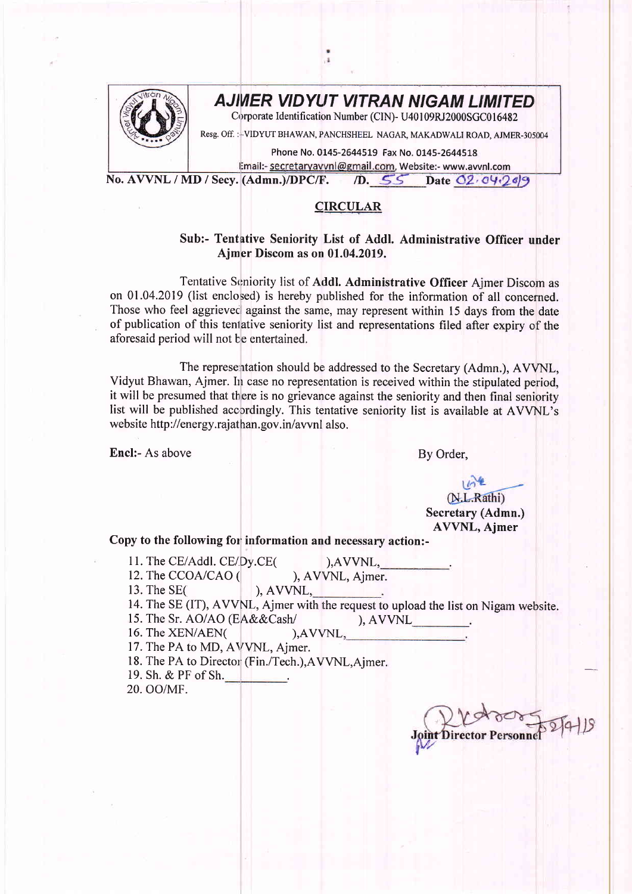# AJMER VIDYUT VITRAN NIGAM LIMITED

Corporate Identification Number (CIN)- U40109RJ2000SGC016482

Resg. Off. :-VIDYUT BHAWAN, PANCHSHEEL NAGAR, MAKADWALI ROAD, AJMER-305004

Phone No. 0145-2644519 Fax No. 0145-2644518

Email:- secretaryavvnl@gmail.com, Website:- www.avvnl.com

**No. AVVNL / MD / Secy. (Admn.)/DPC/F. /D. 55 Date 02.04.2019**

## CIRCULAR

**Sub:- Tentative Seniority List of Addl. Administrative Officer under Ajmer Discom as on 01.04.2019.**

Tentative Seniority list of **Addl. Administrative Officer** Ajmer Discom as on 01.04.2019 (list enclosed) is hereby published for the information of all concerned. Those who feel aggrieved against the same, may represent within 15 days from the date of publication of this tentative seniority list and representations filed after expiry of the aforesaid period will not be entertained.

The representation should be addressed to the Secretary (Admn.), AVVNL, Vidyut Bhawan, Ajmer. In case no representation is received within the stipulated period, it will be presumed that there is no grievance against the seniority and then final seniority list will be published accordingly. This tentative seniority list is available at AVVNL's website http://energy.rajathan.gov.in/avvnl also.

**Encl:-** As above

By Order,

(N.L.Rathi)
**Secretary (Admn.)**
**AVVNL, Ajmer**

**Copy to the following for information and necessary action:-**

11. The CE/Addl. CE/Dy.CE( ),AVVNL,\_\_\_\_\_\_\_\_\_\_.
12. The CCOA/CAO ( ), AVVNL, Ajmer.
13. The SE( ), AVVNL,\_\_\_\_\_\_\_\_\_\_.
14. The SE (IT), AVVNL, Ajmer with the request to upload the list on Nigam website.
15. The Sr. AO/AO (EA&&Cash/ ), AVVNL\_\_\_\_\_\_\_\_\_.
16. The XEN/AEN( ),AVVNL,\_\_\_\_\_\_\_\_\_\_\_\_\_\_\_\_\_.
17. The PA to MD, AVVNL, Ajmer.
18. The PA to Director (Fin./Tech.),AVVNL,Ajmer.
19. Sh. & PF of Sh.\_\_\_\_\_\_\_\_\_\_.
20. OO/MF.

**Joint Director Personnel**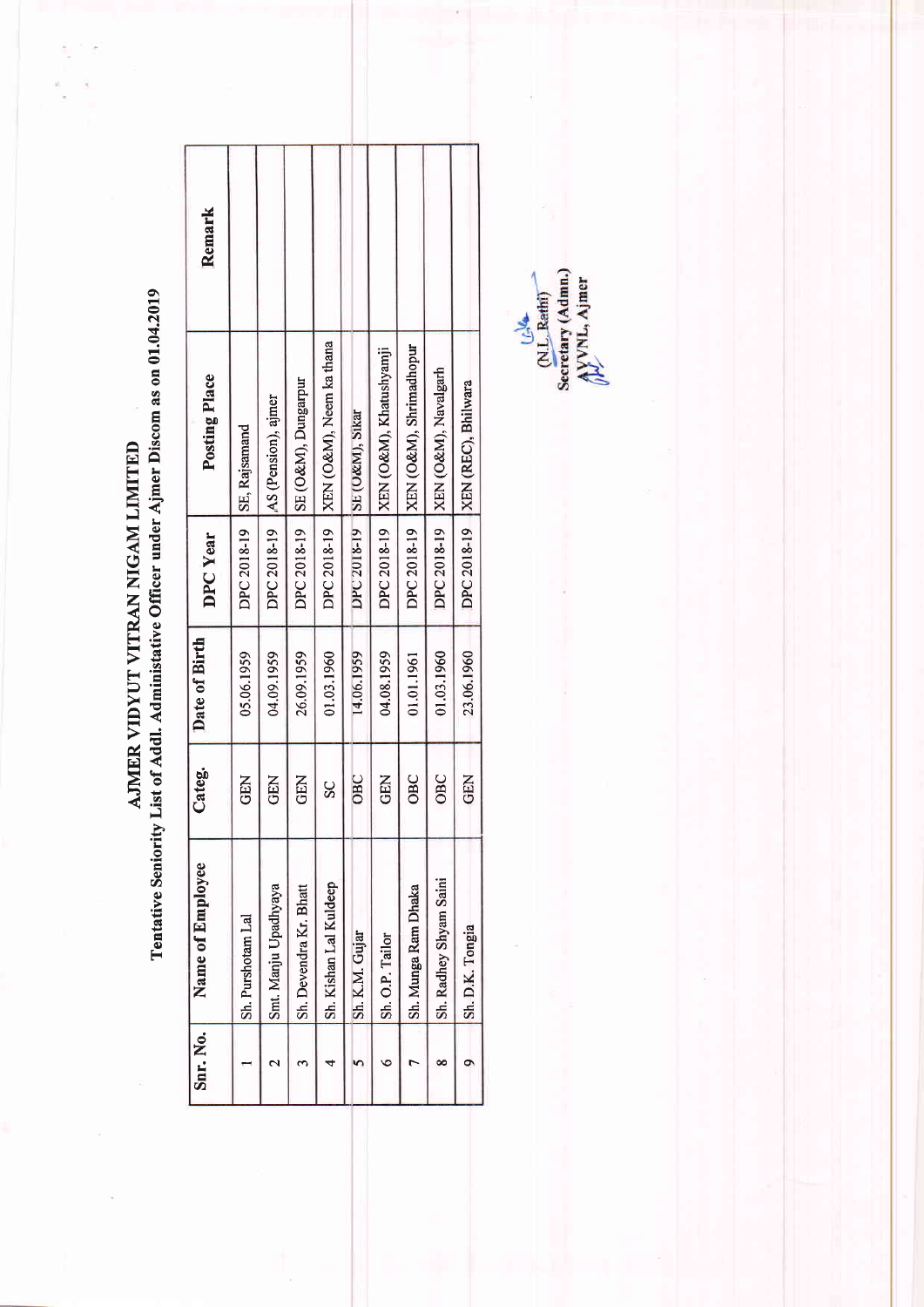# AJMER VIDYUT VITRAN NIGAM LIMITED

## Tentative Seniority List of Addl. Administative Officer under Ajmer Discom as on 01.04.2019

| Snr. No. | Name of Employee | Categ. | Date of Birth | DPC Year | Posting Place | Remark |
|---|---|---|---|---|---|---|
| 1 | Sh. Purshotam Lal | GEN | 05.06.1959 | DPC 2018-19 | SE, Rajsamand | |
| 2 | Smt. Manju Upadhyaya | GEN | 04.09.1959 | DPC 2018-19 | AS (Pension), ajmer | |
| 3 | Sh. Devendra Kr. Bhatt | GEN | 26.09.1959 | DPC 2018-19 | SE (O&M), Dungarpur | |
| 4 | Sh. Kishan Lal Kuldeep | SC | 01.03.1960 | DPC 2018-19 | XEN (O&M), Neem ka thana | |
| 5 | Sh. K.M. Gujar | OBC | 14.06.1959 | DPC 2018-19 | SE (O&M), Sikar | |
| 6 | Sh. O.P. Tailor | GEN | 04.08.1959 | DPC 2018-19 | XEN (O&M), Khatushyamji | |
| 7 | Sh. Munga Ram Dhaka | OBC | 01.01.1961 | DPC 2018-19 | XEN (O&M), Shrimadhopur | |
| 8 | Sh. Radhey Shyam Saini | OBC | 01.03.1960 | DPC 2018-19 | XEN (O&M), Navalgarh | |
| 9 | Sh. D.K. Tongia | GEN | 23.06.1960 | DPC 2018-19 | XEN (REC), Bhilwara | |

(N.L. Rathi)
Secretary (Admn.)
AVVNL, Ajmer